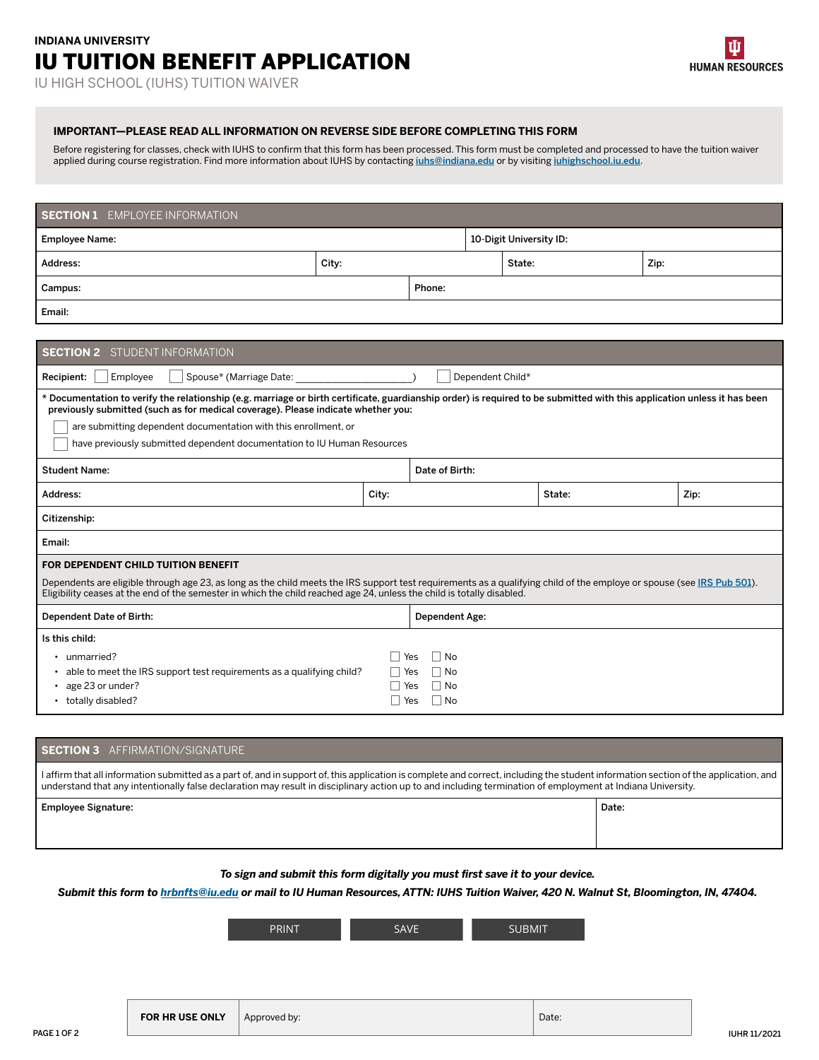INDIANA UNIVERSITY

# IU TUITION BENEFIT APPLICATION

IU HIGH SCHOOL (IUHS) TUITION WAIVER

HUMAN RESOURCES

**IMPORTANT—PLEASE READ ALL INFORMATION ON REVERSE SIDE BEFORE COMPLETING THIS FORM**

Before registering for classes, check with IUHS to confirm that this form has been processed. This form must be completed and processed to have the tuition waiver applied during course registration. Find more information about IUHS by contacting iuhs@indiana.edu or by visiting iuhighschool.iu.edu.

## SECTION 1 EMPLOYEE INFORMATION

| Employee Name: | | 10-Digit University ID: | |
|---|---|---|---|
| Address: | City: | State: | Zip: |
| Campus: | | Phone: | |
| Email: | | | |

## SECTION 2 STUDENT INFORMATION

Recipient: ☐ Employee ☐ Spouse* (Marriage Date: ____________________) ☐ Dependent Child*

**\* Documentation to verify the relationship (e.g. marriage or birth certificate, guardianship order) is required to be submitted with this application unless it has been previously submitted (such as for medical coverage). Please indicate whether you:**

☐ are submitting dependent documentation with this enrollment, or

☐ have previously submitted dependent documentation to IU Human Resources

| Student Name: | | Date of Birth: | |
|---|---|---|---|
| Address: | City: | State: | Zip: |
| Citizenship: | | | |
| Email: | | | |

**FOR DEPENDENT CHILD TUITION BENEFIT**

Dependents are eligible through age 23, as long as the child meets the IRS support test requirements as a qualifying child of the employe or spouse (see IRS Pub 501). Eligibility ceases at the end of the semester in which the child reached age 24, unless the child is totally disabled.

| Dependent Date of Birth: | Dependent Age: |
|---|---|

Is this child:

- unmarried? ☐ Yes ☐ No
- able to meet the IRS support test requirements as a qualifying child? ☐ Yes ☐ No
- age 23 or under? ☐ Yes ☐ No
- totally disabled? ☐ Yes ☐ No

## SECTION 3 AFFIRMATION/SIGNATURE

I affirm that all information submitted as a part of, and in support of, this application is complete and correct, including the student information section of the application, and understand that any intentionally false declaration may result in disciplinary action up to and including termination of employment at Indiana University.

| Employee Signature: | Date: |
|---|---|

***To sign and submit this form digitally you must first save it to your device.***

***Submit this form to hrbnfts@iu.edu or mail to IU Human Resources, ATTN: IUHS Tuition Waiver, 420 N. Walnut St, Bloomington, IN, 47404.***

PRINT | SAVE | SUBMIT

| FOR HR USE ONLY | Approved by: | Date: |
|---|---|---|

IUHR 11/2021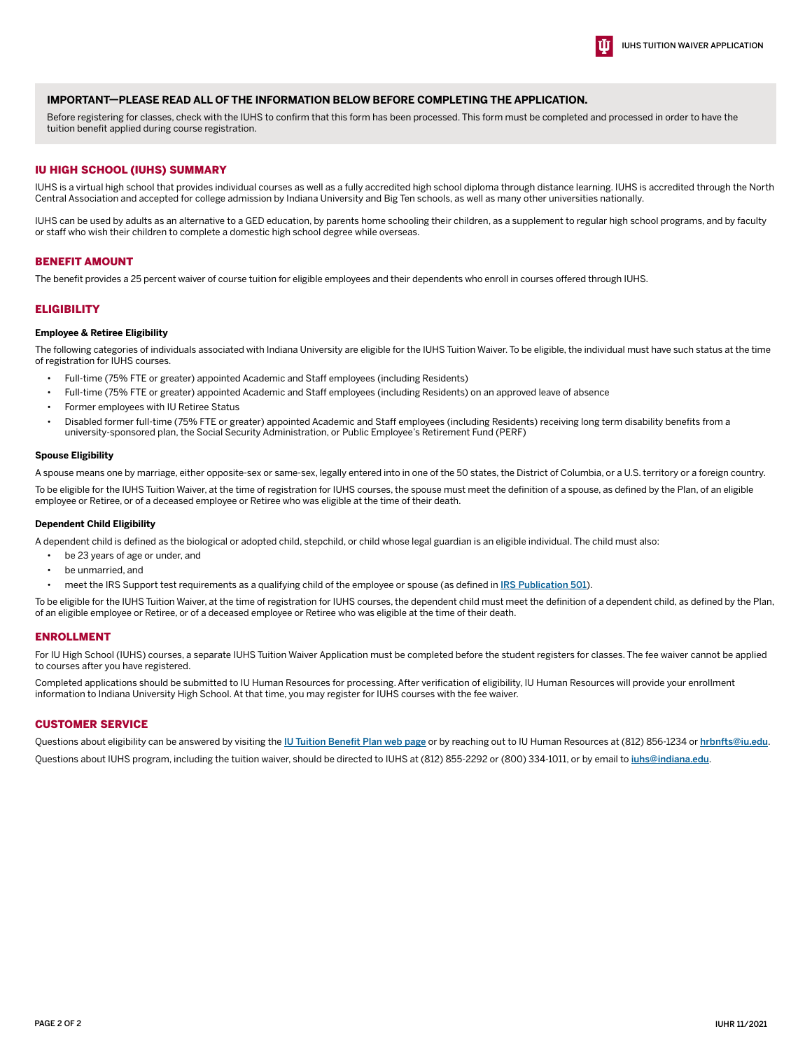**IMPORTANT—PLEASE READ ALL OF THE INFORMATION BELOW BEFORE COMPLETING THE APPLICATION.**

Before registering for classes, check with the IUHS to confirm that this form has been processed. This form must be completed and processed in order to have the tuition benefit applied during course registration.

## IU HIGH SCHOOL (IUHS) SUMMARY

IUHS is a virtual high school that provides individual courses as well as a fully accredited high school diploma through distance learning. IUHS is accredited through the North Central Association and accepted for college admission by Indiana University and Big Ten schools, as well as many other universities nationally.

IUHS can be used by adults as an alternative to a GED education, by parents home schooling their children, as a supplement to regular high school programs, and by faculty or staff who wish their children to complete a domestic high school degree while overseas.

## BENEFIT AMOUNT

The benefit provides a 25 percent waiver of course tuition for eligible employees and their dependents who enroll in courses offered through IUHS.

## ELIGIBILITY

### Employee & Retiree Eligibility

The following categories of individuals associated with Indiana University are eligible for the IUHS Tuition Waiver. To be eligible, the individual must have such status at the time of registration for IUHS courses.

- Full-time (75% FTE or greater) appointed Academic and Staff employees (including Residents)
- Full-time (75% FTE or greater) appointed Academic and Staff employees (including Residents) on an approved leave of absence
- Former employees with IU Retiree Status
- Disabled former full-time (75% FTE or greater) appointed Academic and Staff employees (including Residents) receiving long term disability benefits from a university-sponsored plan, the Social Security Administration, or Public Employee's Retirement Fund (PERF)

### Spouse Eligibility

A spouse means one by marriage, either opposite-sex or same-sex, legally entered into in one of the 50 states, the District of Columbia, or a U.S. territory or a foreign country.

To be eligible for the IUHS Tuition Waiver, at the time of registration for IUHS courses, the spouse must meet the definition of a spouse, as defined by the Plan, of an eligible employee or Retiree, or of a deceased employee or Retiree who was eligible at the time of their death.

### Dependent Child Eligibility

A dependent child is defined as the biological or adopted child, stepchild, or child whose legal guardian is an eligible individual. The child must also:

- be 23 years of age or under, and
- be unmarried, and
- meet the IRS Support test requirements as a qualifying child of the employee or spouse (as defined in IRS Publication 501).

To be eligible for the IUHS Tuition Waiver, at the time of registration for IUHS courses, the dependent child must meet the definition of a dependent child, as defined by the Plan, of an eligible employee or Retiree, or of a deceased employee or Retiree who was eligible at the time of their death.

## ENROLLMENT

For IU High School (IUHS) courses, a separate IUHS Tuition Waiver Application must be completed before the student registers for classes. The fee waiver cannot be applied to courses after you have registered.

Completed applications should be submitted to IU Human Resources for processing. After verification of eligibility, IU Human Resources will provide your enrollment information to Indiana University High School. At that time, you may register for IUHS courses with the fee waiver.

## CUSTOMER SERVICE

Questions about eligibility can be answered by visiting the IU Tuition Benefit Plan web page or by reaching out to IU Human Resources at (812) 856-1234 or hrbnfts@iu.edu.

Questions about IUHS program, including the tuition waiver, should be directed to IUHS at (812) 855-2292 or (800) 334-1011, or by email to iuhs@indiana.edu.